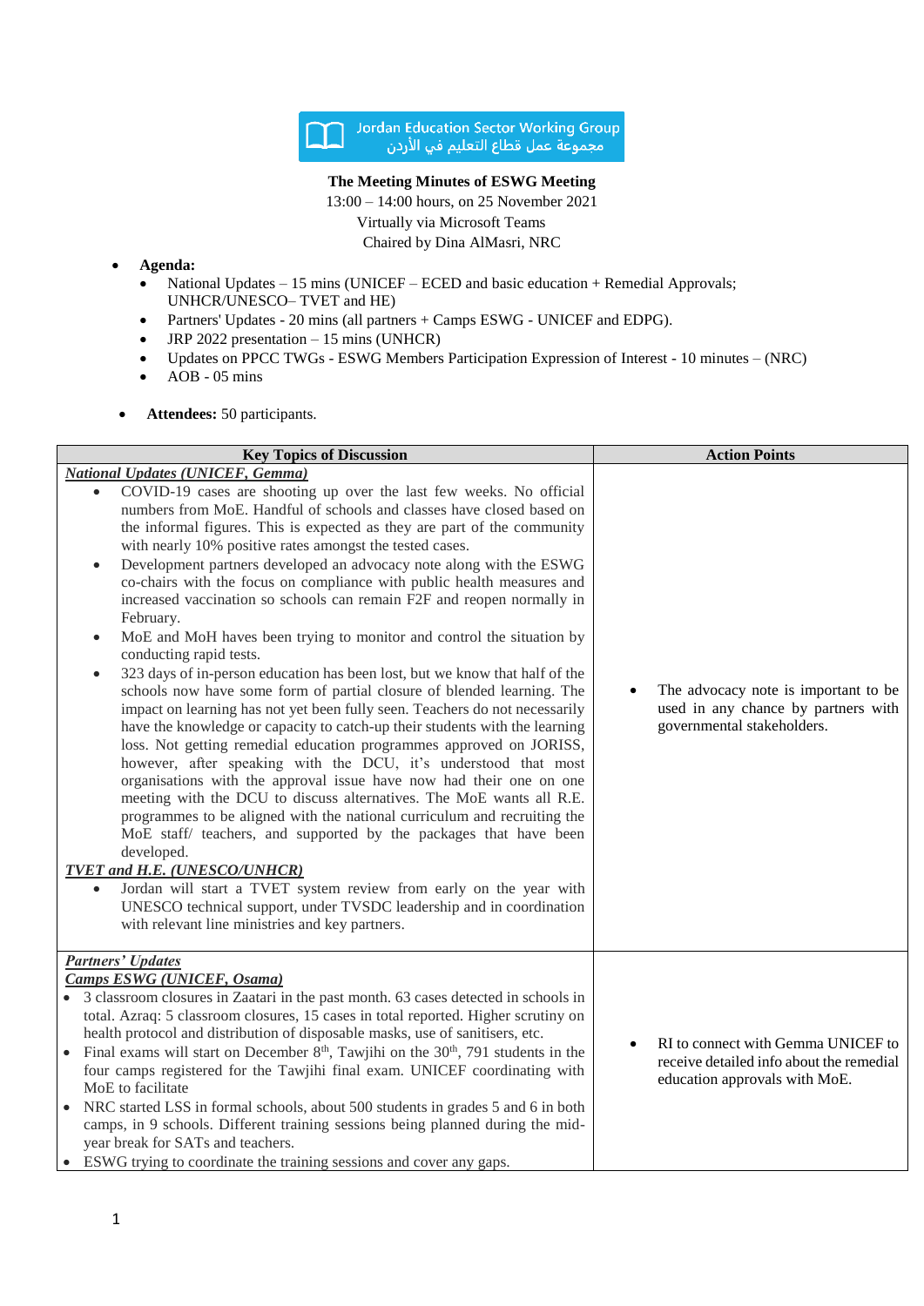Jordan Education Sector Working Group
مجموعة عمل قطاع التعليم في الأردن

**The Meeting Minutes of ESWG Meeting**
13:00 – 14:00 hours, on 25 November 2021
Virtually via Microsoft Teams
Chaired by Dina AlMasri, NRC

- **Agenda:**
  - National Updates – 15 mins (UNICEF – ECED and basic education + Remedial Approvals; UNHCR/UNESCO– TVET and HE)
  - Partners' Updates - 20 mins (all partners + Camps ESWG - UNICEF and EDPG).
  - JRP 2022 presentation – 15 mins (UNHCR)
  - Updates on PPCC TWGs - ESWG Members Participation Expression of Interest - 10 minutes – (NRC)
  - AOB - 05 mins

- **Attendees:** 50 participants.

| Key Topics of Discussion | Action Points |
|---|---|
| ***National Updates (UNICEF, Gemma)***<br>• COVID-19 cases are shooting up over the last few weeks. No official numbers from MoE. Handful of schools and classes have closed based on the informal figures. This is expected as they are part of the community with nearly 10% positive rates amongst the tested cases.<br>• Development partners developed an advocacy note along with the ESWG co-chairs with the focus on compliance with public health measures and increased vaccination so schools can remain F2F and reopen normally in February.<br>• MoE and MoH haves been trying to monitor and control the situation by conducting rapid tests.<br>• 323 days of in-person education has been lost, but we know that half of the schools now have some form of partial closure of blended learning. The impact on learning has not yet been fully seen. Teachers do not necessarily have the knowledge or capacity to catch-up their students with the learning loss. Not getting remedial education programmes approved on JORISS, however, after speaking with the DCU, it's understood that most organisations with the approval issue have now had their one on one meeting with the DCU to discuss alternatives. The MoE wants all R.E. programmes to be aligned with the national curriculum and recruiting the MoE staff/ teachers, and supported by the packages that have been developed.<br>***TVET and H.E. (UNESCO/UNHCR)***<br>• Jordan will start a TVET system review from early on the year with UNESCO technical support, under TVSDC leadership and in coordination with relevant line ministries and key partners. | • The advocacy note is important to be used in any chance by partners with governmental stakeholders. |
| ***Partners' Updates***<br>***Camps ESWG (UNICEF, Osama)***<br>• 3 classroom closures in Zaatari in the past month. 63 cases detected in schools in total. Azraq: 5 classroom closures, 15 cases in total reported. Higher scrutiny on health protocol and distribution of disposable masks, use of sanitisers, etc.<br>• Final exams will start on December 8th, Tawjihi on the 30th, 791 students in the four camps registered for the Tawjihi final exam. UNICEF coordinating with MoE to facilitate<br>• NRC started LSS in formal schools, about 500 students in grades 5 and 6 in both camps, in 9 schools. Different training sessions being planned during the mid-year break for SATs and teachers.<br>• ESWG trying to coordinate the training sessions and cover any gaps. | • RI to connect with Gemma UNICEF to receive detailed info about the remedial education approvals with MoE. |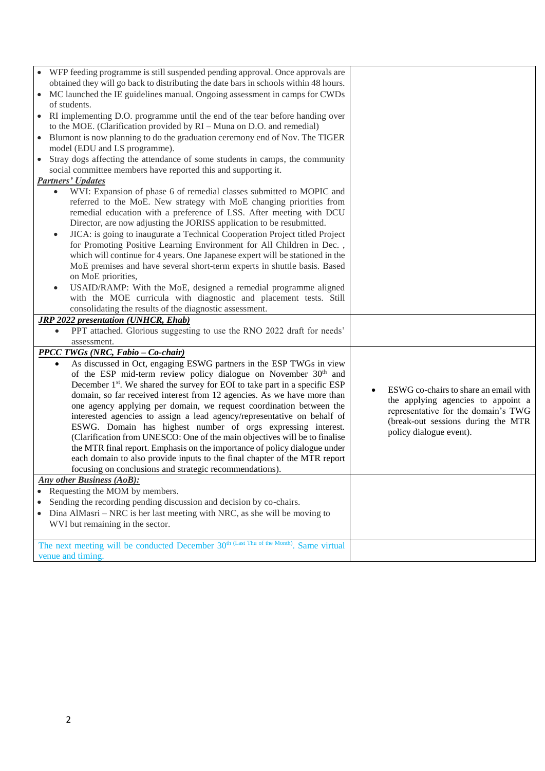| | |
|---|---|
| • WFP feeding programme is still suspended pending approval. Once approvals are obtained they will go back to distributing the date bars in schools within 48 hours.<br>• MC launched the IE guidelines manual. Ongoing assessment in camps for CWDs of students.<br>• RI implementing D.O. programme until the end of the tear before handing over to the MOE. (Clarification provided by RI – Muna on D.O. and remedial)<br>• Blumont is now planning to do the graduation ceremony end of Nov. The TIGER model (EDU and LS programme).<br>• Stray dogs affecting the attendance of some students in camps, the community social committee members have reported this and supporting it.<br>***<u>Partners' Updates</u>***<br>• WVI: Expansion of phase 6 of remedial classes submitted to MOPIC and referred to the MoE. New strategy with MoE changing priorities from remedial education with a preference of LSS. After meeting with DCU Director, are now adjusting the JORISS application to be resubmitted.<br>• JICA: is going to inaugurate a Technical Cooperation Project titled Project for Promoting Positive Learning Environment for All Children in Dec. , which will continue for 4 years. One Japanese expert will be stationed in the MoE premises and have several short-term experts in shuttle basis. Based on MoE priorities,<br>• USAID/RAMP: With the MoE, designed a remedial programme aligned with the MOE curricula with diagnostic and placement tests. Still consolidating the results of the diagnostic assessment. | |
| ***<u>JRP 2022 presentation (UNHCR, Ehab)</u>***<br>• PPT attached. Glorious suggesting to use the RNO 2022 draft for needs' assessment. | |
| ***<u>PPCC TWGs (NRC, Fabio – Co-chair)</u>***<br>• As discussed in Oct, engaging ESWG partners in the ESP TWGs in view of the ESP mid-term review policy dialogue on November 30th and December 1st. We shared the survey for EOI to take part in a specific ESP domain, so far received interest from 12 agencies. As we have more than one agency applying per domain, we request coordination between the interested agencies to assign a lead agency/representative on behalf of ESWG. Domain has highest number of orgs expressing interest. (Clarification from UNESCO: One of the main objectives will be to finalise the MTR final report. Emphasis on the importance of policy dialogue under each domain to also provide inputs to the final chapter of the MTR report focusing on conclusions and strategic recommendations). | • ESWG co-chairs to share an email with the applying agencies to appoint a representative for the domain's TWG (break-out sessions during the MTR policy dialogue event). |
| ***<u>Any other Business (AoB):</u>***<br>• Requesting the MOM by members.<br>• Sending the recording pending discussion and decision by co-chairs.<br>• Dina AlMasri – NRC is her last meeting with NRC, as she will be moving to WVI but remaining in the sector. | |
| The next meeting will be conducted December 30th (Last Thu of the Month). Same virtual venue and timing. | |